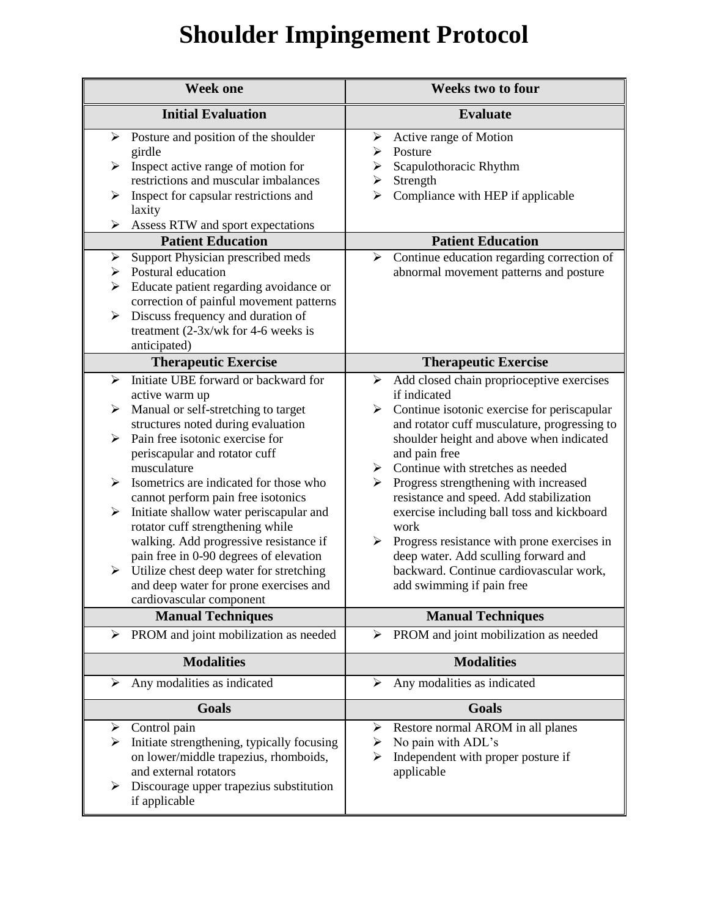# Shoulder Impingement Protocol

| Week one | Weeks two to four |
|---|---|
| **Initial Evaluation** | **Evaluate** |
| ➢ Posture and position of the shoulder girdle<br>➢ Inspect active range of motion for restrictions and muscular imbalances<br>➢ Inspect for capsular restrictions and laxity<br>➢ Assess RTW and sport expectations | ➢ Active range of Motion<br>➢ Posture<br>➢ Scapulothoracic Rhythm<br>➢ Strength<br>➢ Compliance with HEP if applicable |
| **Patient Education** | **Patient Education** |
| ➢ Support Physician prescribed meds<br>➢ Postural education<br>➢ Educate patient regarding avoidance or correction of painful movement patterns<br>➢ Discuss frequency and duration of treatment (2-3x/wk for 4-6 weeks is anticipated) | ➢ Continue education regarding correction of abnormal movement patterns and posture |
| **Therapeutic Exercise** | **Therapeutic Exercise** |
| ➢ Initiate UBE forward or backward for active warm up<br>➢ Manual or self-stretching to target structures noted during evaluation<br>➢ Pain free isotonic exercise for periscapular and rotator cuff musculature<br>➢ Isometrics are indicated for those who cannot perform pain free isotonics<br>➢ Initiate shallow water periscapular and rotator cuff strengthening while walking. Add progressive resistance if pain free in 0-90 degrees of elevation<br>➢ Utilize chest deep water for stretching and deep water for prone exercises and cardiovascular component | ➢ Add closed chain proprioceptive exercises if indicated<br>➢ Continue isotonic exercise for periscapular and rotator cuff musculature, progressing to shoulder height and above when indicated and pain free<br>➢ Continue with stretches as needed<br>➢ Progress strengthening with increased resistance and speed. Add stabilization exercise including ball toss and kickboard work<br>➢ Progress resistance with prone exercises in deep water. Add sculling forward and backward. Continue cardiovascular work, add swimming if pain free |
| **Manual Techniques** | **Manual Techniques** |
| ➢ PROM and joint mobilization as needed | ➢ PROM and joint mobilization as needed |
| **Modalities** | **Modalities** |
| ➢ Any modalities as indicated | ➢ Any modalities as indicated |
| **Goals** | **Goals** |
| ➢ Control pain<br>➢ Initiate strengthening, typically focusing on lower/middle trapezius, rhomboids, and external rotators<br>➢ Discourage upper trapezius substitution if applicable | ➢ Restore normal AROM in all planes<br>➢ No pain with ADL's<br>➢ Independent with proper posture if applicable |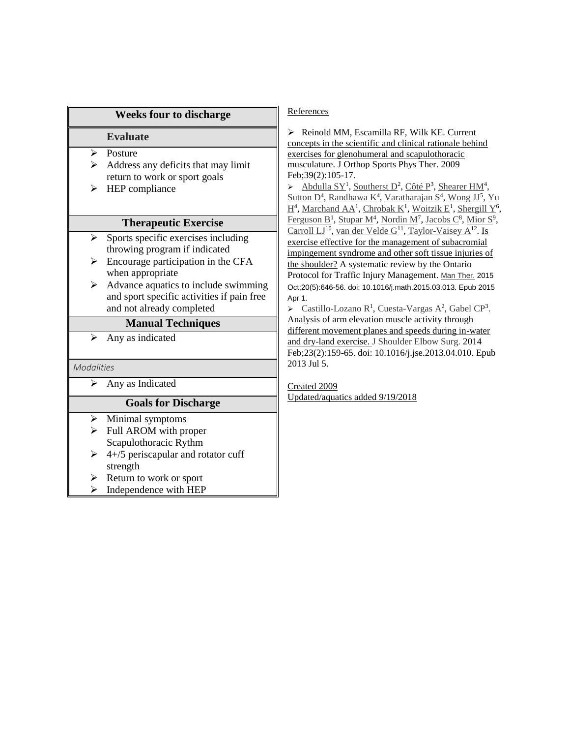## Weeks four to discharge

### Evaluate

- Posture
- Address any deficits that may limit return to work or sport goals
- HEP compliance

### Therapeutic Exercise

- Sports specific exercises including throwing program if indicated
- Encourage participation in the CFA when appropriate
- Advance aquatics to include swimming and sport specific activities if pain free and not already completed

### Manual Techniques

- Any as indicated

*Modalities*

- Any as Indicated

### Goals for Discharge

- Minimal symptoms
- Full AROM with proper Scapulothoracic Rythm
- 4+/5 periscapular and rotator cuff strength
- Return to work or sport
- Independence with HEP

References

- Reinold MM, Escamilla RF, Wilk KE. Current concepts in the scientific and clinical rationale behind exercises for glenohumeral and scapulothoracic musculature. J Orthop Sports Phys Ther. 2009 Feb;39(2):105-17.
- Abdulla SY[1], Southerst D[2], Côté P[3], Shearer HM[4], Sutton D[4], Randhawa K[4], Varatharajan S[4], Wong JJ[5], Yu H[4], Marchand AA[1], Chrobak K[1], Woitzik E[1], Shergill Y[6], Ferguson B[1], Stupar M[4], Nordin M[7], Jacobs C[8], Mior S[9], Carroll LJ[10], van der Velde G[11], Taylor-Vaisey A[12]. Is exercise effective for the management of subacromial impingement syndrome and other soft tissue injuries of the shoulder? A systematic review by the Ontario Protocol for Traffic Injury Management. Man Ther. 2015 Oct;20(5):646-56. doi: 10.1016/j.math.2015.03.013. Epub 2015 Apr 1.
- Castillo-Lozano R[1], Cuesta-Vargas A[2], Gabel CP[3]. Analysis of arm elevation muscle activity through different movement planes and speeds during in-water and dry-land exercise. J Shoulder Elbow Surg. 2014 Feb;23(2):159-65. doi: 10.1016/j.jse.2013.04.010. Epub 2013 Jul 5.

Created 2009
Updated/aquatics added 9/19/2018